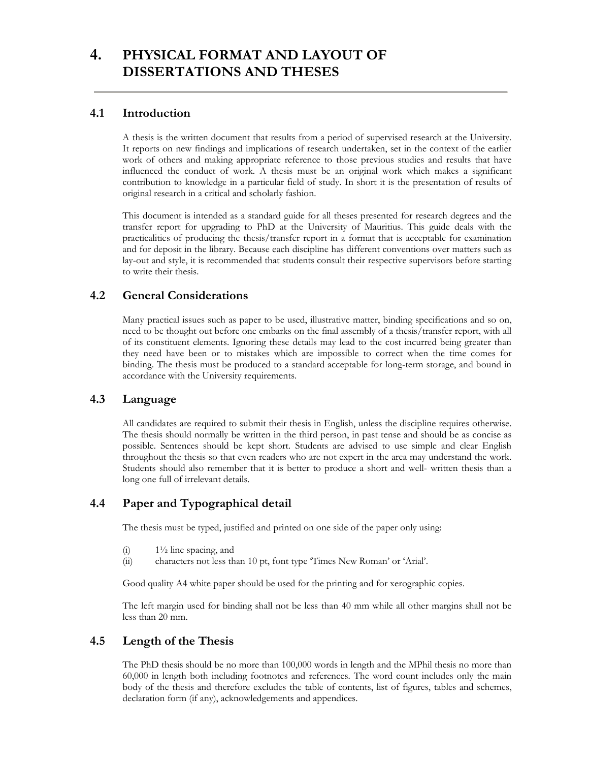# 4. PHYSICAL FORMAT AND LAYOUT OF DISSERTATIONS AND THESES

## 4.1 Introduction

A thesis is the written document that results from a period of supervised research at the University. It reports on new findings and implications of research undertaken, set in the context of the earlier work of others and making appropriate reference to those previous studies and results that have influenced the conduct of work. A thesis must be an original work which makes a significant contribution to knowledge in a particular field of study. In short it is the presentation of results of original research in a critical and scholarly fashion.

This document is intended as a standard guide for all theses presented for research degrees and the transfer report for upgrading to PhD at the University of Mauritius. This guide deals with the practicalities of producing the thesis/transfer report in a format that is acceptable for examination and for deposit in the library. Because each discipline has different conventions over matters such as lay-out and style, it is recommended that students consult their respective supervisors before starting to write their thesis.

## 4.2 General Considerations

Many practical issues such as paper to be used, illustrative matter, binding specifications and so on, need to be thought out before one embarks on the final assembly of a thesis/transfer report, with all of its constituent elements. Ignoring these details may lead to the cost incurred being greater than they need have been or to mistakes which are impossible to correct when the time comes for binding. The thesis must be produced to a standard acceptable for long-term storage, and bound in accordance with the University requirements.

## 4.3 Language

All candidates are required to submit their thesis in English, unless the discipline requires otherwise. The thesis should normally be written in the third person, in past tense and should be as concise as possible. Sentences should be kept short. Students are advised to use simple and clear English throughout the thesis so that even readers who are not expert in the area may understand the work. Students should also remember that it is better to produce a short and well- written thesis than a long one full of irrelevant details.

## 4.4 Paper and Typographical detail

The thesis must be typed, justified and printed on one side of the paper only using:

(i) 1½ line spacing, and
(ii) characters not less than 10 pt, font type 'Times New Roman' or 'Arial'.

Good quality A4 white paper should be used for the printing and for xerographic copies.

The left margin used for binding shall not be less than 40 mm while all other margins shall not be less than 20 mm.

## 4.5 Length of the Thesis

The PhD thesis should be no more than 100,000 words in length and the MPhil thesis no more than 60,000 in length both including footnotes and references. The word count includes only the main body of the thesis and therefore excludes the table of contents, list of figures, tables and schemes, declaration form (if any), acknowledgements and appendices.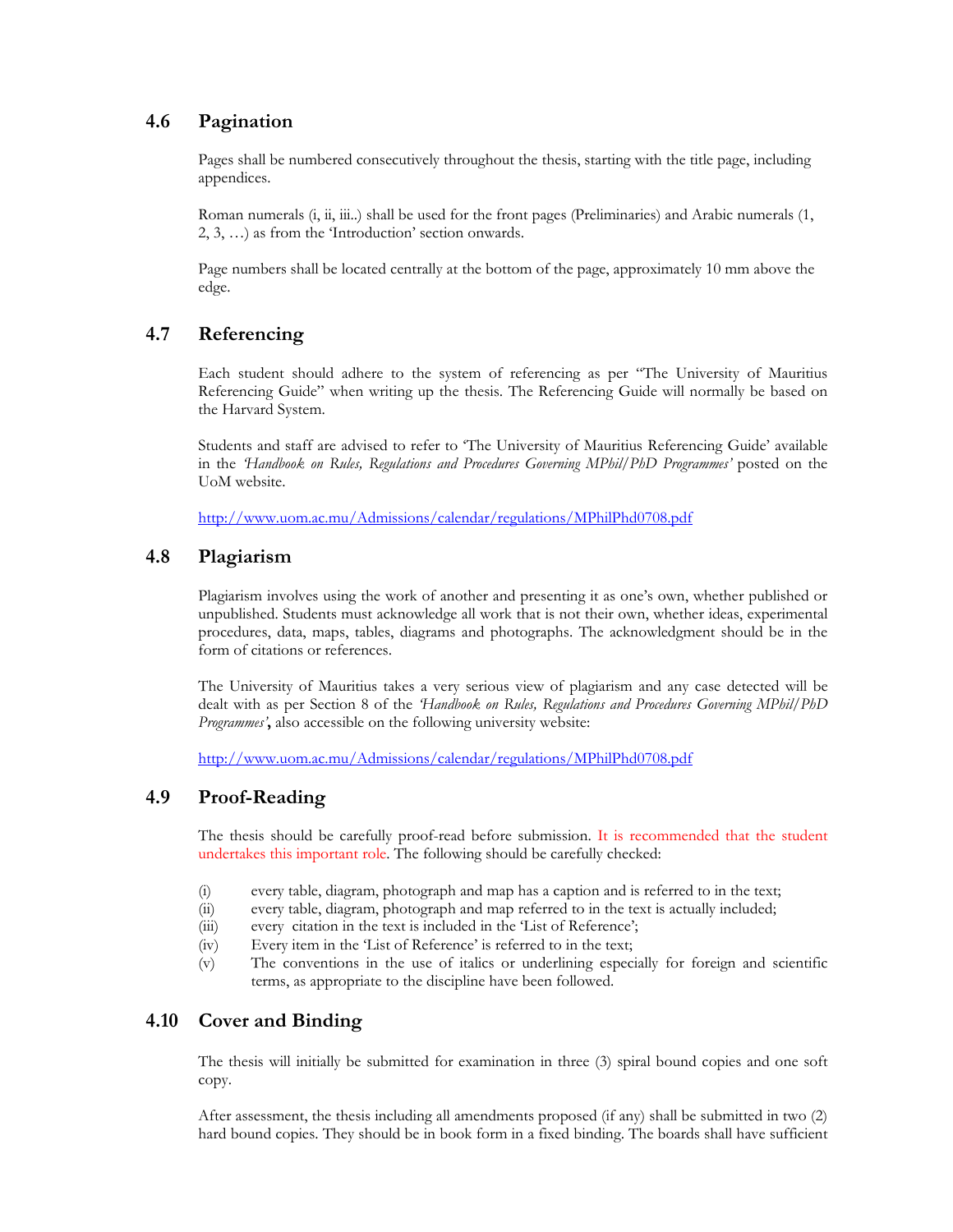## 4.6 Pagination

Pages shall be numbered consecutively throughout the thesis, starting with the title page, including appendices.

Roman numerals (i, ii, iii..) shall be used for the front pages (Preliminaries) and Arabic numerals (1, 2, 3, …) as from the 'Introduction' section onwards.

Page numbers shall be located centrally at the bottom of the page, approximately 10 mm above the edge.

## 4.7 Referencing

Each student should adhere to the system of referencing as per "The University of Mauritius Referencing Guide" when writing up the thesis. The Referencing Guide will normally be based on the Harvard System.

Students and staff are advised to refer to 'The University of Mauritius Referencing Guide' available in the *'Handbook on Rules, Regulations and Procedures Governing MPhil/PhD Programmes'* posted on the UoM website.

http://www.uom.ac.mu/Admissions/calendar/regulations/MPhilPhd0708.pdf

## 4.8 Plagiarism

Plagiarism involves using the work of another and presenting it as one's own, whether published or unpublished. Students must acknowledge all work that is not their own, whether ideas, experimental procedures, data, maps, tables, diagrams and photographs. The acknowledgment should be in the form of citations or references.

The University of Mauritius takes a very serious view of plagiarism and any case detected will be dealt with as per Section 8 of the *'Handbook on Rules, Regulations and Procedures Governing MPhil/PhD Programmes'***,** also accessible on the following university website:

http://www.uom.ac.mu/Admissions/calendar/regulations/MPhilPhd0708.pdf

## 4.9 Proof-Reading

The thesis should be carefully proof-read before submission. It is recommended that the student undertakes this important role. The following should be carefully checked:

- (i) every table, diagram, photograph and map has a caption and is referred to in the text;
- (ii) every table, diagram, photograph and map referred to in the text is actually included;
- (iii) every citation in the text is included in the 'List of Reference';
- (iv) Every item in the 'List of Reference' is referred to in the text;
- (v) The conventions in the use of italics or underlining especially for foreign and scientific terms, as appropriate to the discipline have been followed.

## 4.10 Cover and Binding

The thesis will initially be submitted for examination in three (3) spiral bound copies and one soft copy.

After assessment, the thesis including all amendments proposed (if any) shall be submitted in two (2) hard bound copies. They should be in book form in a fixed binding. The boards shall have sufficient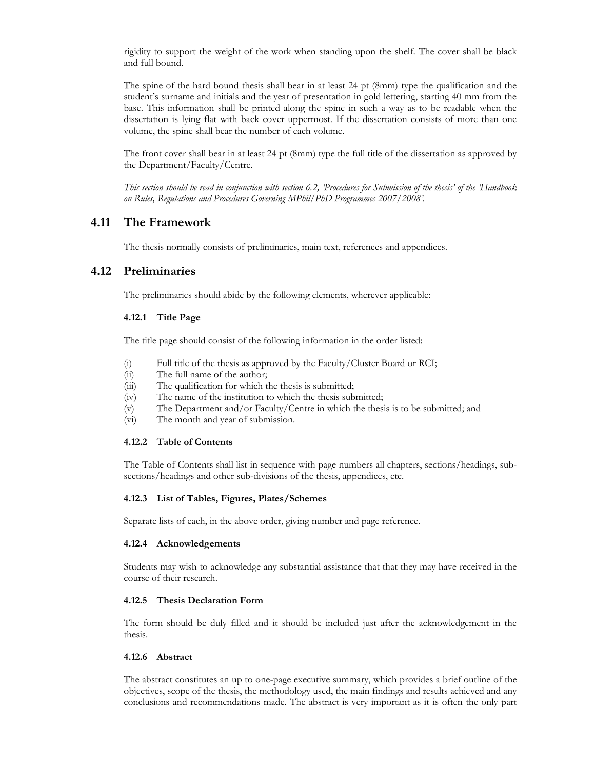rigidity to support the weight of the work when standing upon the shelf. The cover shall be black and full bound.

The spine of the hard bound thesis shall bear in at least 24 pt (8mm) type the qualification and the student's surname and initials and the year of presentation in gold lettering, starting 40 mm from the base. This information shall be printed along the spine in such a way as to be readable when the dissertation is lying flat with back cover uppermost. If the dissertation consists of more than one volume, the spine shall bear the number of each volume.

The front cover shall bear in at least 24 pt (8mm) type the full title of the dissertation as approved by the Department/Faculty/Centre.

*This section should be read in conjunction with section 6.2, 'Procedures for Submission of the thesis' of the 'Handbook on Rules, Regulations and Procedures Governing MPhil/PhD Programmes 2007/2008'.*

## 4.11 The Framework

The thesis normally consists of preliminaries, main text, references and appendices.

## 4.12 Preliminaries

The preliminaries should abide by the following elements, wherever applicable:

### 4.12.1 Title Page

The title page should consist of the following information in the order listed:

(i) Full title of the thesis as approved by the Faculty/Cluster Board or RCI;
(ii) The full name of the author;
(iii) The qualification for which the thesis is submitted;
(iv) The name of the institution to which the thesis submitted;
(v) The Department and/or Faculty/Centre in which the thesis is to be submitted; and
(vi) The month and year of submission.

### 4.12.2 Table of Contents

The Table of Contents shall list in sequence with page numbers all chapters, sections/headings, sub-sections/headings and other sub-divisions of the thesis, appendices, etc.

### 4.12.3 List of Tables, Figures, Plates/Schemes

Separate lists of each, in the above order, giving number and page reference.

### 4.12.4 Acknowledgements

Students may wish to acknowledge any substantial assistance that that they may have received in the course of their research.

### 4.12.5 Thesis Declaration Form

The form should be duly filled and it should be included just after the acknowledgement in the thesis.

### 4.12.6 Abstract

The abstract constitutes an up to one-page executive summary, which provides a brief outline of the objectives, scope of the thesis, the methodology used, the main findings and results achieved and any conclusions and recommendations made. The abstract is very important as it is often the only part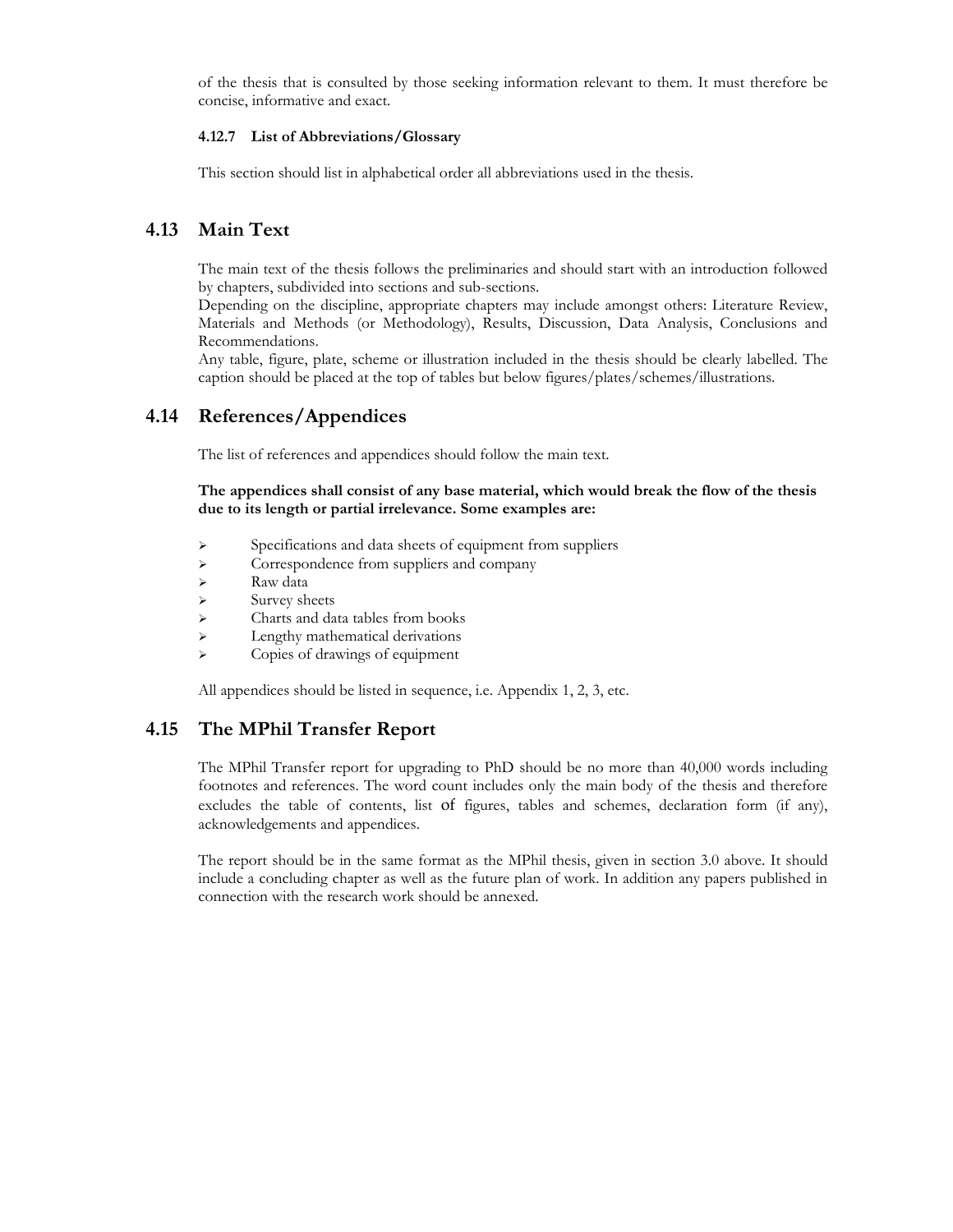of the thesis that is consulted by those seeking information relevant to them. It must therefore be concise, informative and exact.

#### 4.12.7 List of Abbreviations/Glossary

This section should list in alphabetical order all abbreviations used in the thesis.

## 4.13 Main Text

The main text of the thesis follows the preliminaries and should start with an introduction followed by chapters, subdivided into sections and sub-sections.
Depending on the discipline, appropriate chapters may include amongst others: Literature Review, Materials and Methods (or Methodology), Results, Discussion, Data Analysis, Conclusions and Recommendations.
Any table, figure, plate, scheme or illustration included in the thesis should be clearly labelled. The caption should be placed at the top of tables but below figures/plates/schemes/illustrations.

## 4.14 References/Appendices

The list of references and appendices should follow the main text.

**The appendices shall consist of any base material, which would break the flow of the thesis due to its length or partial irrelevance. Some examples are:**

- Specifications and data sheets of equipment from suppliers
- Correspondence from suppliers and company
- Raw data
- Survey sheets
- Charts and data tables from books
- Lengthy mathematical derivations
- Copies of drawings of equipment

All appendices should be listed in sequence, i.e. Appendix 1, 2, 3, etc.

## 4.15 The MPhil Transfer Report

The MPhil Transfer report for upgrading to PhD should be no more than 40,000 words including footnotes and references. The word count includes only the main body of the thesis and therefore excludes the table of contents, list of figures, tables and schemes, declaration form (if any), acknowledgements and appendices.

The report should be in the same format as the MPhil thesis, given in section 3.0 above. It should include a concluding chapter as well as the future plan of work. In addition any papers published in connection with the research work should be annexed.